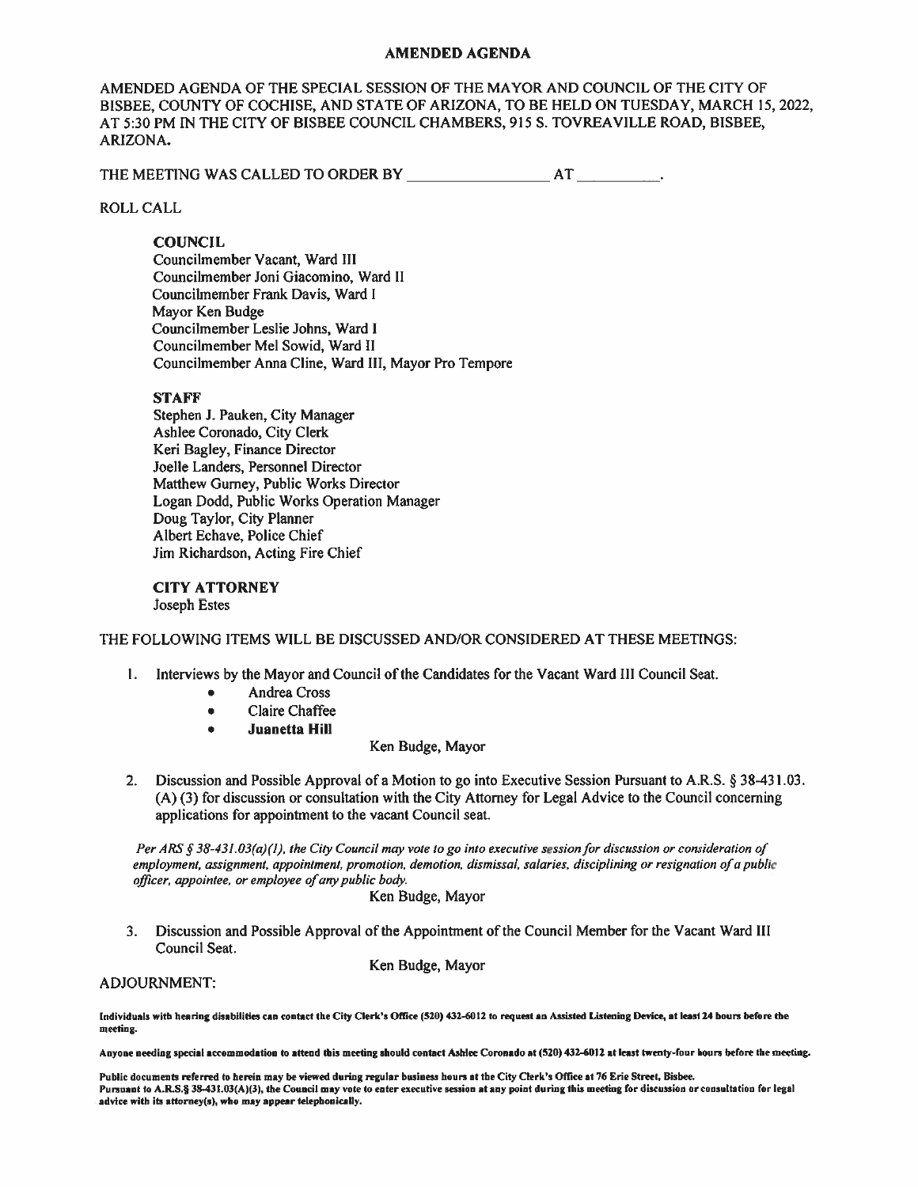# AMENDED AGENDA

AMENDED AGENDA OF THE SPECIAL SESSION OF THE MAYOR AND COUNCIL OF THE CITY OF BISBEE, COUNTY OF COCHISE, AND STATE OF ARIZONA, TO BE HELD ON TUESDAY, MARCH 15, 2022, AT 5:30 PM IN THE CITY OF BISBEE COUNCIL CHAMBERS, 915 S. TOVREAVILLE ROAD, BISBEE, ARIZONA.

THE MEETING WAS CALLED TO ORDER BY ________________ AT __________.

ROLL CALL

**COUNCIL**
Councilmember Vacant, Ward III
Councilmember Joni Giacomino, Ward II
Councilmember Frank Davis, Ward I
Mayor Ken Budge
Councilmember Leslie Johns, Ward I
Councilmember Mel Sowid, Ward II
Councilmember Anna Cline, Ward III, Mayor Pro Tempore

**STAFF**
Stephen J. Pauken, City Manager
Ashlee Coronado, City Clerk
Keri Bagley, Finance Director
Joelle Landers, Personnel Director
Matthew Gurney, Public Works Director
Logan Dodd, Public Works Operation Manager
Doug Taylor, City Planner
Albert Echave, Police Chief
Jim Richardson, Acting Fire Chief

**CITY ATTORNEY**
Joseph Estes

THE FOLLOWING ITEMS WILL BE DISCUSSED AND/OR CONSIDERED AT THESE MEETINGS:

1. Interviews by the Mayor and Council of the Candidates for the Vacant Ward III Council Seat.
   - Andrea Cross
   - Claire Chaffee
   - **Juanetta Hill**

   Ken Budge, Mayor

2. Discussion and Possible Approval of a Motion to go into Executive Session Pursuant to A.R.S. § 38-431.03. (A) (3) for discussion or consultation with the City Attorney for Legal Advice to the Council concerning applications for appointment to the vacant Council seat.

   *Per ARS § 38-431.03(a)(1), the City Council may vote to go into executive session for discussion or consideration of employment, assignment, appointment, promotion, demotion, dismissal, salaries, disciplining or resignation of a public officer, appointee, or employee of any public body.*

   Ken Budge, Mayor

3. Discussion and Possible Approval of the Appointment of the Council Member for the Vacant Ward III Council Seat.

   Ken Budge, Mayor

ADJOURNMENT:

**Individuals with hearing disabilities can contact the City Clerk's Office (520) 432-6012 to request an Assisted Listening Device, at least 24 hours before the meeting.**

**Anyone needing special accommodation to attend this meeting should contact Ashlee Coronado at (520) 432-6012 at least twenty-four hours before the meeting.**

**Public documents referred to herein may be viewed during regular business hours at the City Clerk's Office at 76 Erie Street, Bisbee.**
**Pursuant to A.R.S.§ 38-431.03(A)(3), the Council may vote to enter executive session at any point during this meeting for discussion or consultation for legal advice with its attorney(s), who may appear telephonically.**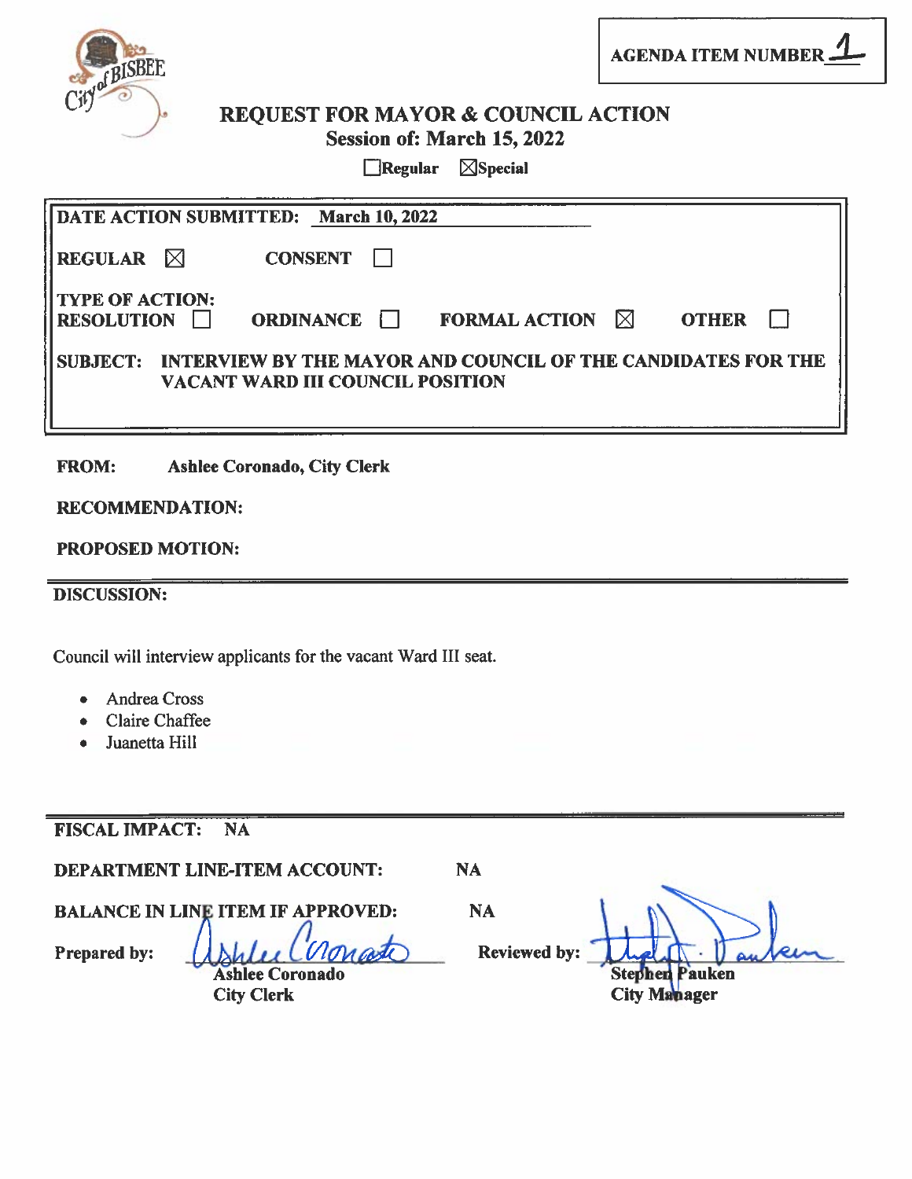AGENDA ITEM NUMBER 1

# REQUEST FOR MAYOR & COUNCIL ACTION

**Session of: March 15, 2022**

☐ Regular ☒ Special

**DATE ACTION SUBMITTED:** March 10, 2022

**REGULAR** ☒ **CONSENT** ☐

**TYPE OF ACTION:**
**RESOLUTION** ☐ **ORDINANCE** ☐ **FORMAL ACTION** ☒ **OTHER** ☐

**SUBJECT:** INTERVIEW BY THE MAYOR AND COUNCIL OF THE CANDIDATES FOR THE VACANT WARD III COUNCIL POSITION

**FROM:** Ashlee Coronado, City Clerk

**RECOMMENDATION:**

**PROPOSED MOTION:**

**DISCUSSION:**

Council will interview applicants for the vacant Ward III seat.

- Andrea Cross
- Claire Chaffee
- Juanetta Hill

**FISCAL IMPACT:** NA

**DEPARTMENT LINE-ITEM ACCOUNT:** NA

**BALANCE IN LINE ITEM IF APPROVED:** NA

**Prepared by:** Ashlee Coronado, City Clerk

**Reviewed by:** Stephen Pauken, City Manager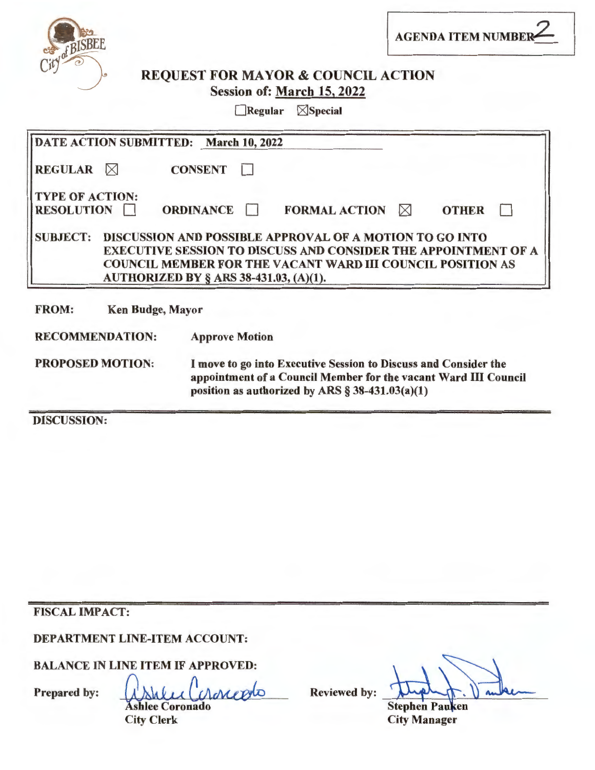AGENDA ITEM NUMBER 2

# REQUEST FOR MAYOR & COUNCIL ACTION

**Session of: March 15, 2022**

☐ Regular ☒ Special

**DATE ACTION SUBMITTED:** March 10, 2022

**REGULAR** ☒ **CONSENT** ☐

**TYPE OF ACTION:**
**RESOLUTION** ☐ **ORDINANCE** ☐ **FORMAL ACTION** ☒ **OTHER** ☐

**SUBJECT:** DISCUSSION AND POSSIBLE APPROVAL OF A MOTION TO GO INTO EXECUTIVE SESSION TO DISCUSS AND CONSIDER THE APPOINTMENT OF A COUNCIL MEMBER FOR THE VACANT WARD III COUNCIL POSITION AS AUTHORIZED BY § ARS 38-431.03, (A)(1).

**FROM:** Ken Budge, Mayor

**RECOMMENDATION:** Approve Motion

**PROPOSED MOTION:** I move to go into Executive Session to Discuss and Consider the appointment of a Council Member for the vacant Ward III Council position as authorized by ARS § 38-431.03(a)(1)

**DISCUSSION:**

**FISCAL IMPACT:**

**DEPARTMENT LINE-ITEM ACCOUNT:**

**BALANCE IN LINE ITEM IF APPROVED:**

**Prepared by:** Ashlee Coronado, City Clerk

**Reviewed by:** Stephen Pauken, City Manager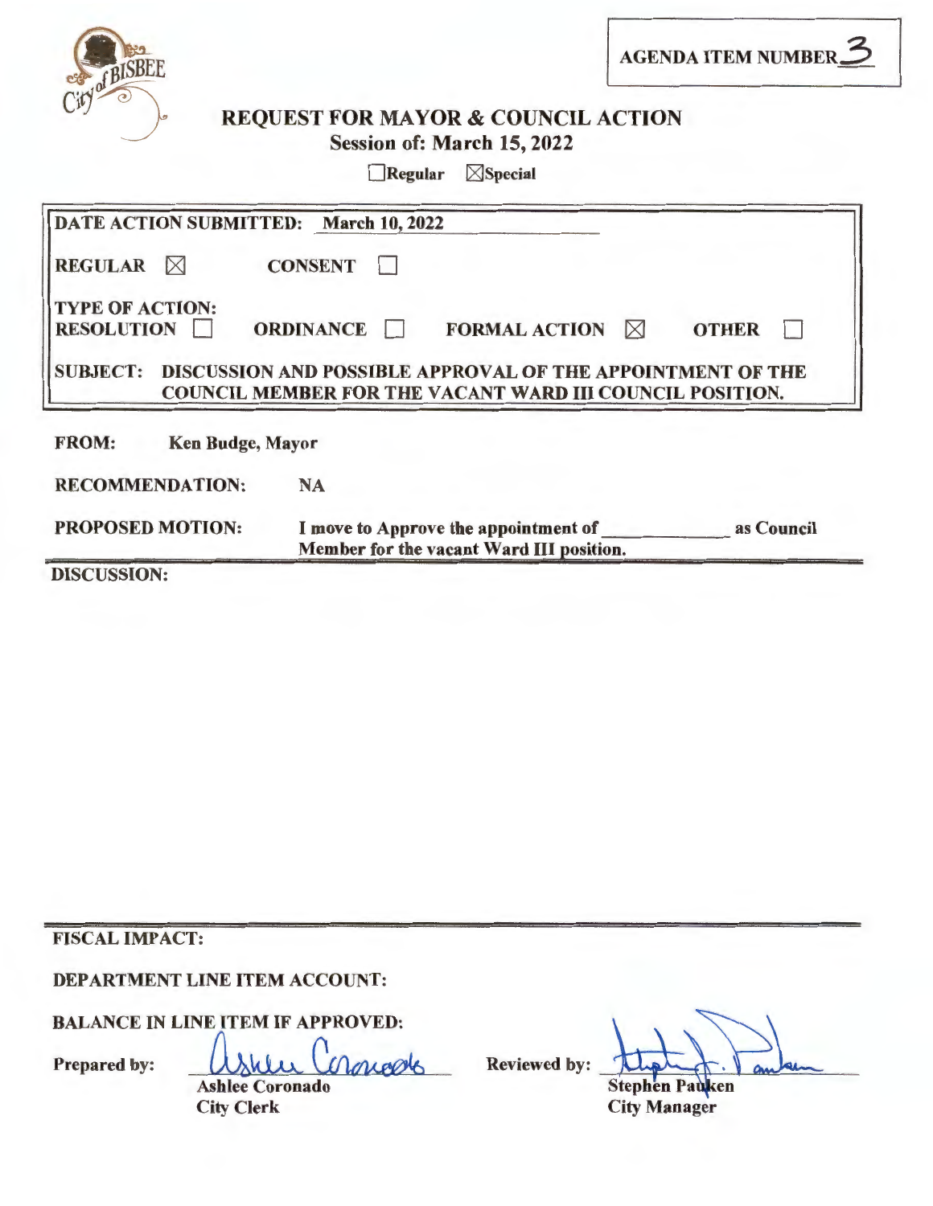AGENDA ITEM NUMBER 3

# REQUEST FOR MAYOR & COUNCIL ACTION

**Session of: March 15, 2022**

☐ Regular ☒ Special

**DATE ACTION SUBMITTED:** March 10, 2022

**REGULAR** ☒ **CONSENT** ☐

**TYPE OF ACTION:**
**RESOLUTION** ☐ **ORDINANCE** ☐ **FORMAL ACTION** ☒ **OTHER** ☐

**SUBJECT:** DISCUSSION AND POSSIBLE APPROVAL OF THE APPOINTMENT OF THE COUNCIL MEMBER FOR THE VACANT WARD III COUNCIL POSITION.

**FROM:** Ken Budge, Mayor

**RECOMMENDATION:** NA

**PROPOSED MOTION:** I move to Approve the appointment of ____________ as Council Member for the vacant Ward III position.

**DISCUSSION:**

**FISCAL IMPACT:**

**DEPARTMENT LINE ITEM ACCOUNT:**

**BALANCE IN LINE ITEM IF APPROVED:**

**Prepared by:** Ashlee Coronado, City Clerk

**Reviewed by:** Stephen Pauken, City Manager